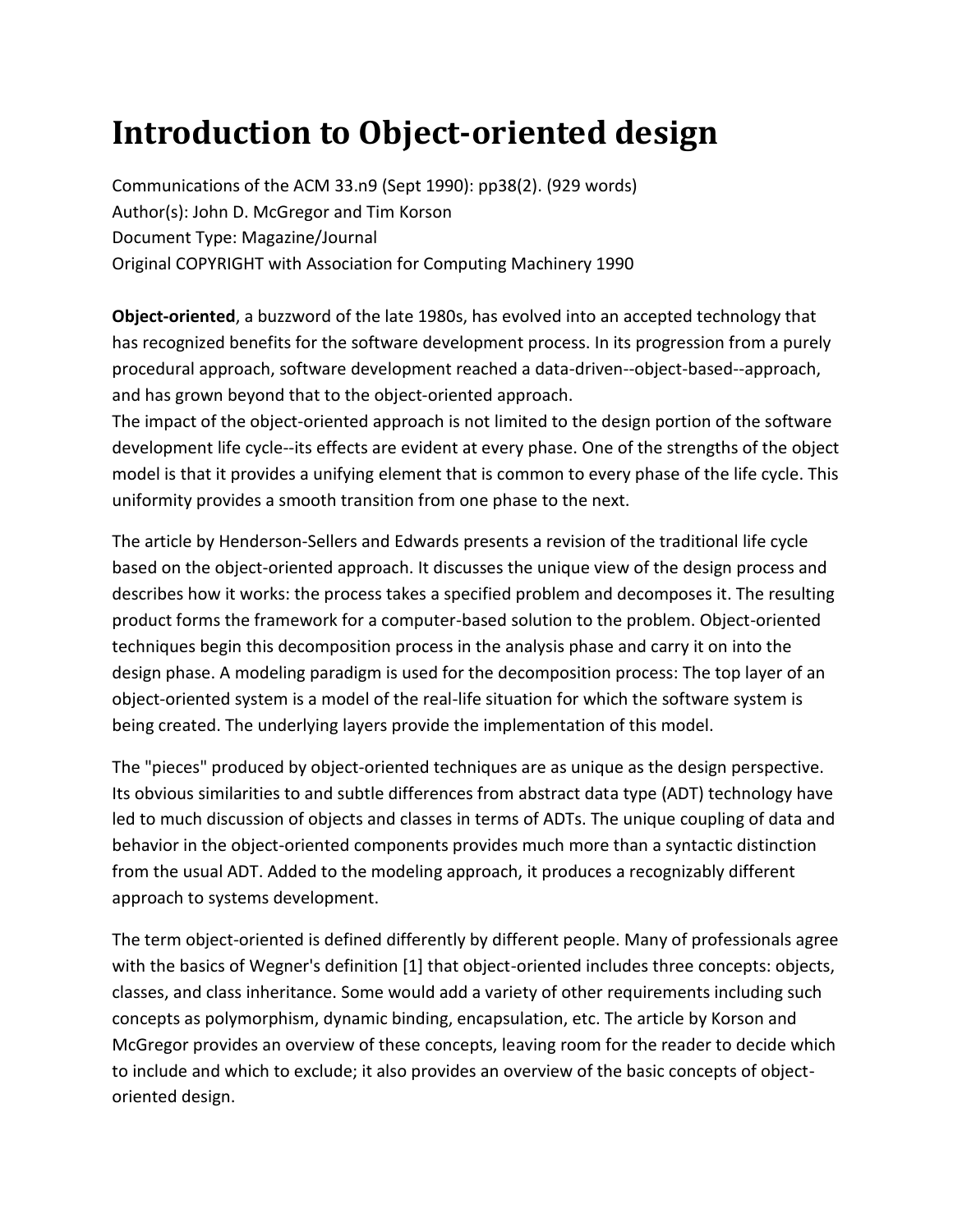# Introduction to Object-oriented design

Communications of the ACM 33.n9 (Sept 1990): pp38(2). (929 words)
Author(s): John D. McGregor and Tim Korson
Document Type: Magazine/Journal
Original COPYRIGHT with Association for Computing Machinery 1990

**Object-oriented**, a buzzword of the late 1980s, has evolved into an accepted technology that has recognized benefits for the software development process. In its progression from a purely procedural approach, software development reached a data-driven--object-based--approach, and has grown beyond that to the object-oriented approach.
The impact of the object-oriented approach is not limited to the design portion of the software development life cycle--its effects are evident at every phase. One of the strengths of the object model is that it provides a unifying element that is common to every phase of the life cycle. This uniformity provides a smooth transition from one phase to the next.

The article by Henderson-Sellers and Edwards presents a revision of the traditional life cycle based on the object-oriented approach. It discusses the unique view of the design process and describes how it works: the process takes a specified problem and decomposes it. The resulting product forms the framework for a computer-based solution to the problem. Object-oriented techniques begin this decomposition process in the analysis phase and carry it on into the design phase. A modeling paradigm is used for the decomposition process: The top layer of an object-oriented system is a model of the real-life situation for which the software system is being created. The underlying layers provide the implementation of this model.

The "pieces" produced by object-oriented techniques are as unique as the design perspective. Its obvious similarities to and subtle differences from abstract data type (ADT) technology have led to much discussion of objects and classes in terms of ADTs. The unique coupling of data and behavior in the object-oriented components provides much more than a syntactic distinction from the usual ADT. Added to the modeling approach, it produces a recognizably different approach to systems development.

The term object-oriented is defined differently by different people. Many of professionals agree with the basics of Wegner's definition [1] that object-oriented includes three concepts: objects, classes, and class inheritance. Some would add a variety of other requirements including such concepts as polymorphism, dynamic binding, encapsulation, etc. The article by Korson and McGregor provides an overview of these concepts, leaving room for the reader to decide which to include and which to exclude; it also provides an overview of the basic concepts of object-oriented design.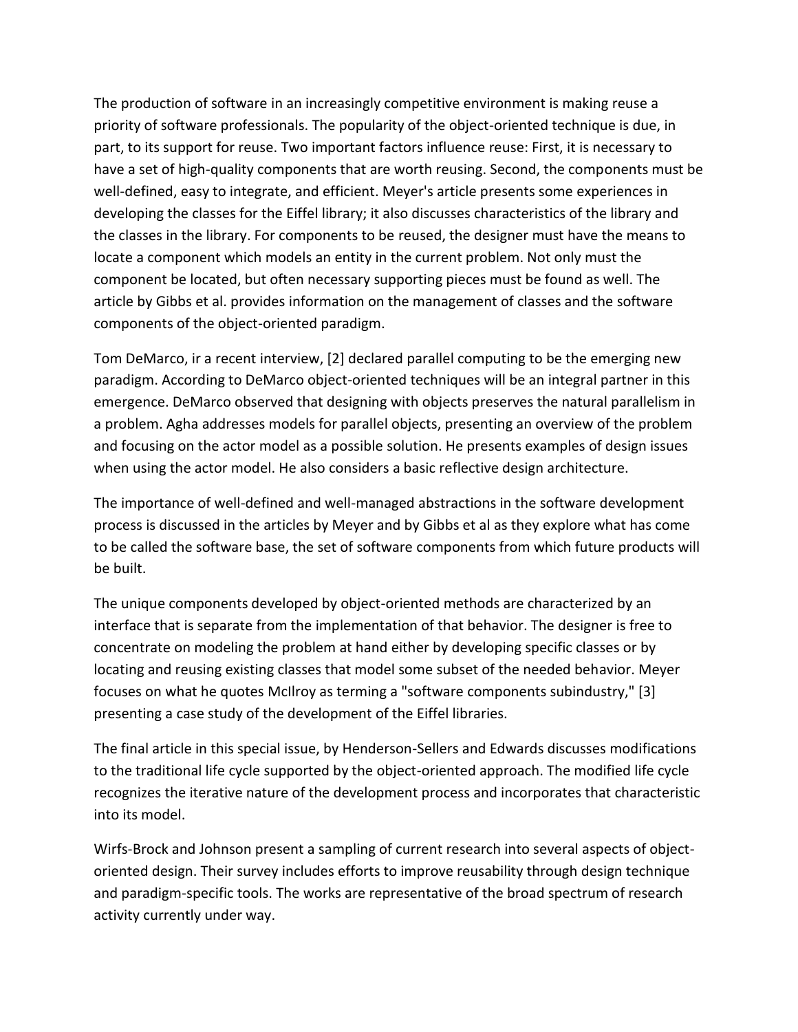The production of software in an increasingly competitive environment is making reuse a priority of software professionals. The popularity of the object-oriented technique is due, in part, to its support for reuse. Two important factors influence reuse: First, it is necessary to have a set of high-quality components that are worth reusing. Second, the components must be well-defined, easy to integrate, and efficient. Meyer's article presents some experiences in developing the classes for the Eiffel library; it also discusses characteristics of the library and the classes in the library. For components to be reused, the designer must have the means to locate a component which models an entity in the current problem. Not only must the component be located, but often necessary supporting pieces must be found as well. The article by Gibbs et al. provides information on the management of classes and the software components of the object-oriented paradigm.

Tom DeMarco, ir a recent interview, [2] declared parallel computing to be the emerging new paradigm. According to DeMarco object-oriented techniques will be an integral partner in this emergence. DeMarco observed that designing with objects preserves the natural parallelism in a problem. Agha addresses models for parallel objects, presenting an overview of the problem and focusing on the actor model as a possible solution. He presents examples of design issues when using the actor model. He also considers a basic reflective design architecture.

The importance of well-defined and well-managed abstractions in the software development process is discussed in the articles by Meyer and by Gibbs et al as they explore what has come to be called the software base, the set of software components from which future products will be built.

The unique components developed by object-oriented methods are characterized by an interface that is separate from the implementation of that behavior. The designer is free to concentrate on modeling the problem at hand either by developing specific classes or by locating and reusing existing classes that model some subset of the needed behavior. Meyer focuses on what he quotes McIlroy as terming a "software components subindustry," [3] presenting a case study of the development of the Eiffel libraries.

The final article in this special issue, by Henderson-Sellers and Edwards discusses modifications to the traditional life cycle supported by the object-oriented approach. The modified life cycle recognizes the iterative nature of the development process and incorporates that characteristic into its model.

Wirfs-Brock and Johnson present a sampling of current research into several aspects of object-oriented design. Their survey includes efforts to improve reusability through design technique and paradigm-specific tools. The works are representative of the broad spectrum of research activity currently under way.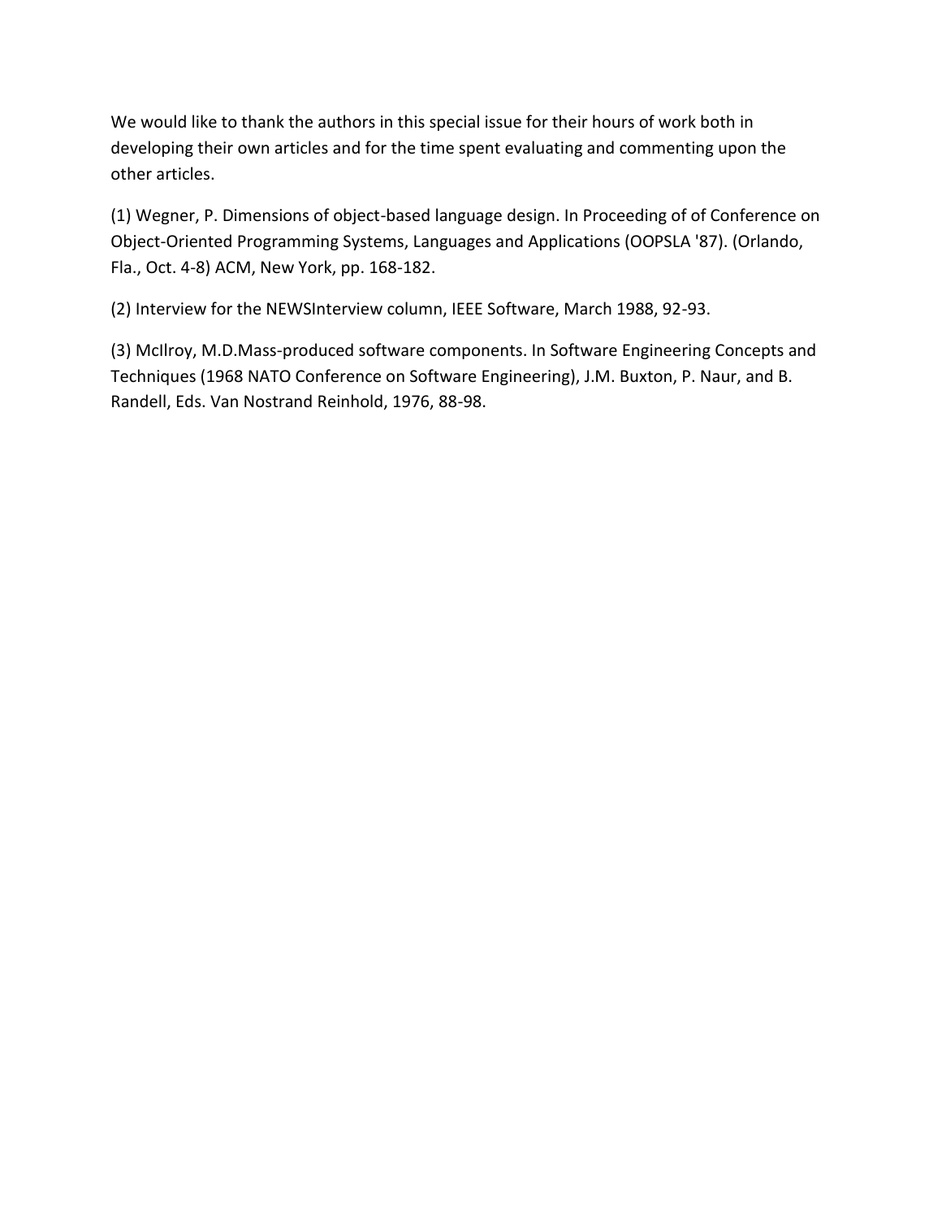We would like to thank the authors in this special issue for their hours of work both in developing their own articles and for the time spent evaluating and commenting upon the other articles.

(1) Wegner, P. Dimensions of object-based language design. In Proceeding of of Conference on Object-Oriented Programming Systems, Languages and Applications (OOPSLA '87). (Orlando, Fla., Oct. 4-8) ACM, New York, pp. 168-182.

(2) Interview for the NEWSInterview column, IEEE Software, March 1988, 92-93.

(3) McIlroy, M.D.Mass-produced software components. In Software Engineering Concepts and Techniques (1968 NATO Conference on Software Engineering), J.M. Buxton, P. Naur, and B. Randell, Eds. Van Nostrand Reinhold, 1976, 88-98.